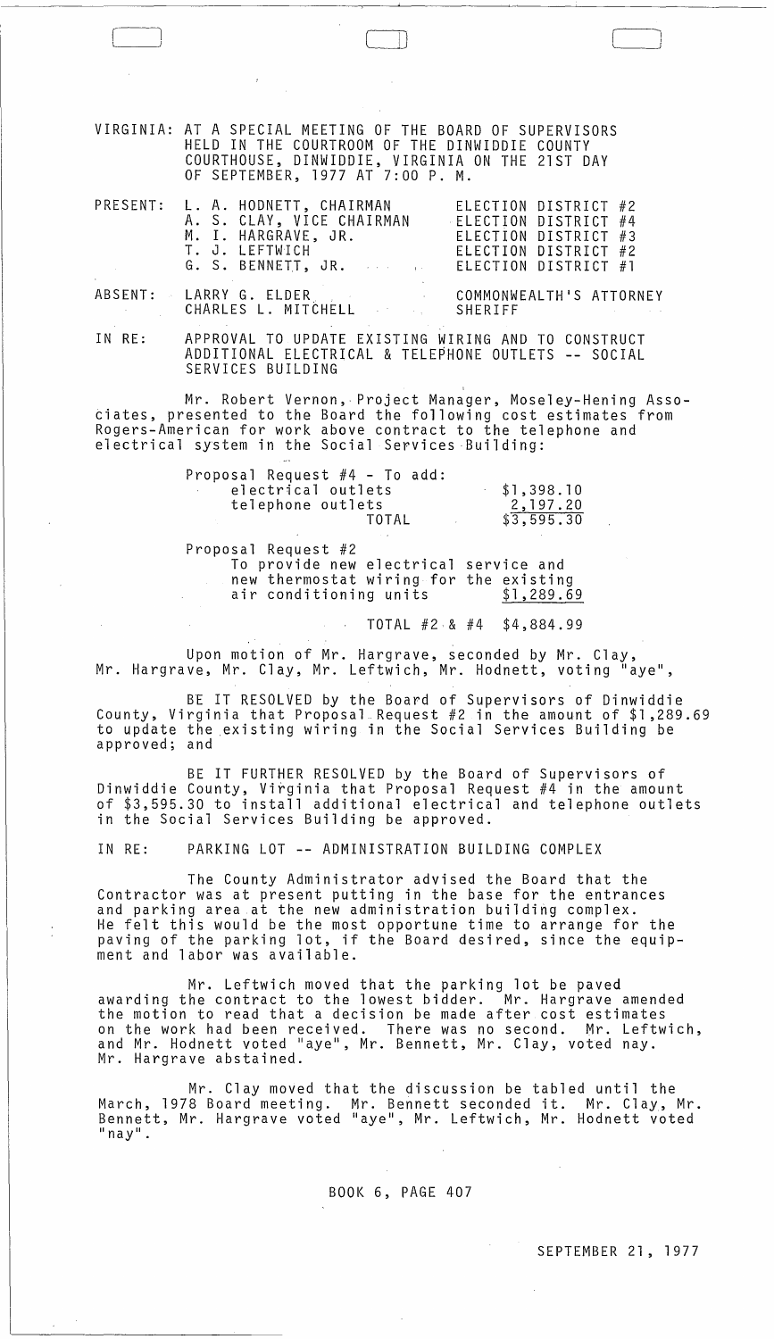VIRGINIA: AT A SPECIAL MEETING OF THE BOARD OF SUPERVISORS HELD IN THE COURTROOM OF THE DINWIDDIE COUNTY COURTHOUSE, DINWIDDIE, VIRGINIA ON THE 21ST DAY OF SEPTEMBER, 1977 AT 7:00 P. M.

| | | |
|---|---|---|
| PRESENT: | L. A. HODNETT, CHAIRMAN | ELECTION DISTRICT #2 |
| | A. S. CLAY, VICE CHAIRMAN | ELECTION DISTRICT #4 |
| | M. I. HARGRAVE, JR. | ELECTION DISTRICT #3 |
| | T. J. LEFTWICH | ELECTION DISTRICT #2 |
| | G. S. BENNETT, JR. | ELECTION DISTRICT #1 |
| ABSENT: | LARRY G. ELDER | COMMONWEALTH'S ATTORNEY |
| | CHARLES L. MITCHELL | SHERIFF |

IN RE: APPROVAL TO UPDATE EXISTING WIRING AND TO CONSTRUCT ADDITIONAL ELECTRICAL & TELEPHONE OUTLETS -- SOCIAL SERVICES BUILDING

Mr. Robert Vernon, Project Manager, Moseley-Hening Associates, presented to the Board the following cost estimates from Rogers-American for work above contract to the telephone and electrical system in the Social Services Building:

| | |
|---|---|
| Proposal Request #4 - To add: | |
| electrical outlets | $1,398.10 |
| telephone outlets | 2,197.20 |
| TOTAL | $3,595.30 |
| Proposal Request #2 | |
| To provide new electrical service and new thermostat wiring for the existing air conditioning units | $1,289.69 |
| TOTAL #2 & #4 | $4,884.99 |

Upon motion of Mr. Hargrave, seconded by Mr. Clay, Mr. Hargrave, Mr. Clay, Mr. Leftwich, Mr. Hodnett, voting "aye",

BE IT RESOLVED by the Board of Supervisors of Dinwiddie County, Virginia that Proposal Request #2 in the amount of $1,289.69 to update the existing wiring in the Social Services Building be approved; and

BE IT FURTHER RESOLVED by the Board of Supervisors of Dinwiddie County, Virginia that Proposal Request #4 in the amount of $3,595.30 to install additional electrical and telephone outlets in the Social Services Building be approved.

IN RE: PARKING LOT -- ADMINISTRATION BUILDING COMPLEX

The County Administrator advised the Board that the Contractor was at present putting in the base for the entrances and parking area at the new administration building complex. He felt this would be the most opportune time to arrange for the paving of the parking lot, if the Board desired, since the equipment and labor was available.

Mr. Leftwich moved that the parking lot be paved awarding the contract to the lowest bidder. Mr. Hargrave amended the motion to read that a decision be made after cost estimates on the work had been received. There was no second. Mr. Leftwich, and Mr. Hodnett voted "aye", Mr. Bennett, Mr. Clay, voted nay. Mr. Hargrave abstained.

Mr. Clay moved that the discussion be tabled until the March, 1978 Board meeting. Mr. Bennett seconded it. Mr. Clay, Mr. Bennett, Mr. Hargrave voted "aye", Mr. Leftwich, Mr. Hodnett voted "nay".

BOOK 6, PAGE 407

SEPTEMBER 21, 1977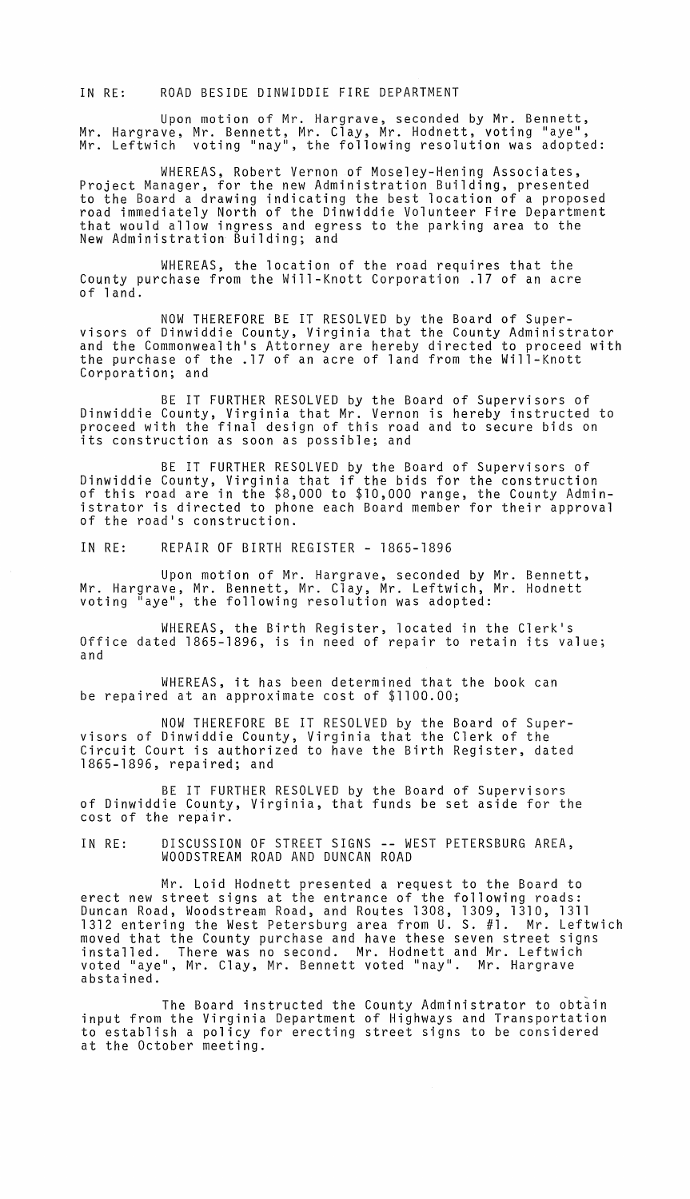IN RE: ROAD BESIDE DINWIDDIE FIRE DEPARTMENT

Upon motion of Mr. Hargrave, seconded by Mr. Bennett, Mr. Hargrave, Mr. Bennett, Mr. Clay, Mr. Hodnett, voting "aye", Mr. Leftwich voting "nay", the following resolution was adopted:

WHEREAS, Robert Vernon of Moseley-Hening Associates, Project Manager, for the new Administration Building, presented to the Board a drawing indicating the best location of a proposed road immediately North of the Dinwiddie Volunteer Fire Department that would allow ingress and egress to the parking area to the New Administration Building; and

WHEREAS, the location of the road requires that the County purchase from the Will-Knott Corporation .17 of an acre of land.

NOW THEREFORE BE IT RESOLVED by the Board of Supervisors of Dinwiddie County, Virginia that the County Administrator and the Commonwealth's Attorney are hereby directed to proceed with the purchase of the .17 of an acre of land from the Will-Knott Corporation; and

BE IT FURTHER RESOLVED by the Board of Supervisors of Dinwiddie County, Virginia that Mr. Vernon is hereby instructed to proceed with the final design of this road and to secure bids on its construction as soon as possible; and

BE IT FURTHER RESOLVED by the Board of Supervisors of Dinwiddie County, Virginia that if the bids for the construction of this road are in the $8,000 to $10,000 range, the County Administrator is directed to phone each Board member for their approval of the road's construction.

IN RE: REPAIR OF BIRTH REGISTER - 1865-1896

Upon motion of Mr. Hargrave, seconded by Mr. Bennett, Mr. Hargrave, Mr. Bennett, Mr. Clay, Mr. Leftwich, Mr. Hodnett voting "aye", the following resolution was adopted:

WHEREAS, the Birth Register, located in the Clerk's Office dated 1865-1896, is in need of repair to retain its value; and

WHEREAS, it has been determined that the book can be repaired at an approximate cost of $1100.00;

NOW THEREFORE BE IT RESOLVED by the Board of Supervisors of Dinwiddie County, Virginia that the Clerk of the Circuit Court is authorized to have the Birth Register, dated 1865-1896, repaired; and

BE IT FURTHER RESOLVED by the Board of Supervisors of Dinwiddie County, Virginia, that funds be set aside for the cost of the repair.

IN RE: DISCUSSION OF STREET SIGNS -- WEST PETERSBURG AREA, WOODSTREAM ROAD AND DUNCAN ROAD

Mr. Loid Hodnett presented a request to the Board to erect new street signs at the entrance of the following roads: Duncan Road, Woodstream Road, and Routes 1308, 1309, 1310, 1311 1312 entering the West Petersburg area from U. S. #1. Mr. Leftwich moved that the County purchase and have these seven street signs installed. There was no second. Mr. Hodnett and Mr. Leftwich voted "aye", Mr. Clay, Mr. Bennett voted "nay". Mr. Hargrave abstained.

The Board instructed the County Administrator to obtain input from the Virginia Department of Highways and Transportation to establish a policy for erecting street signs to be considered at the October meeting.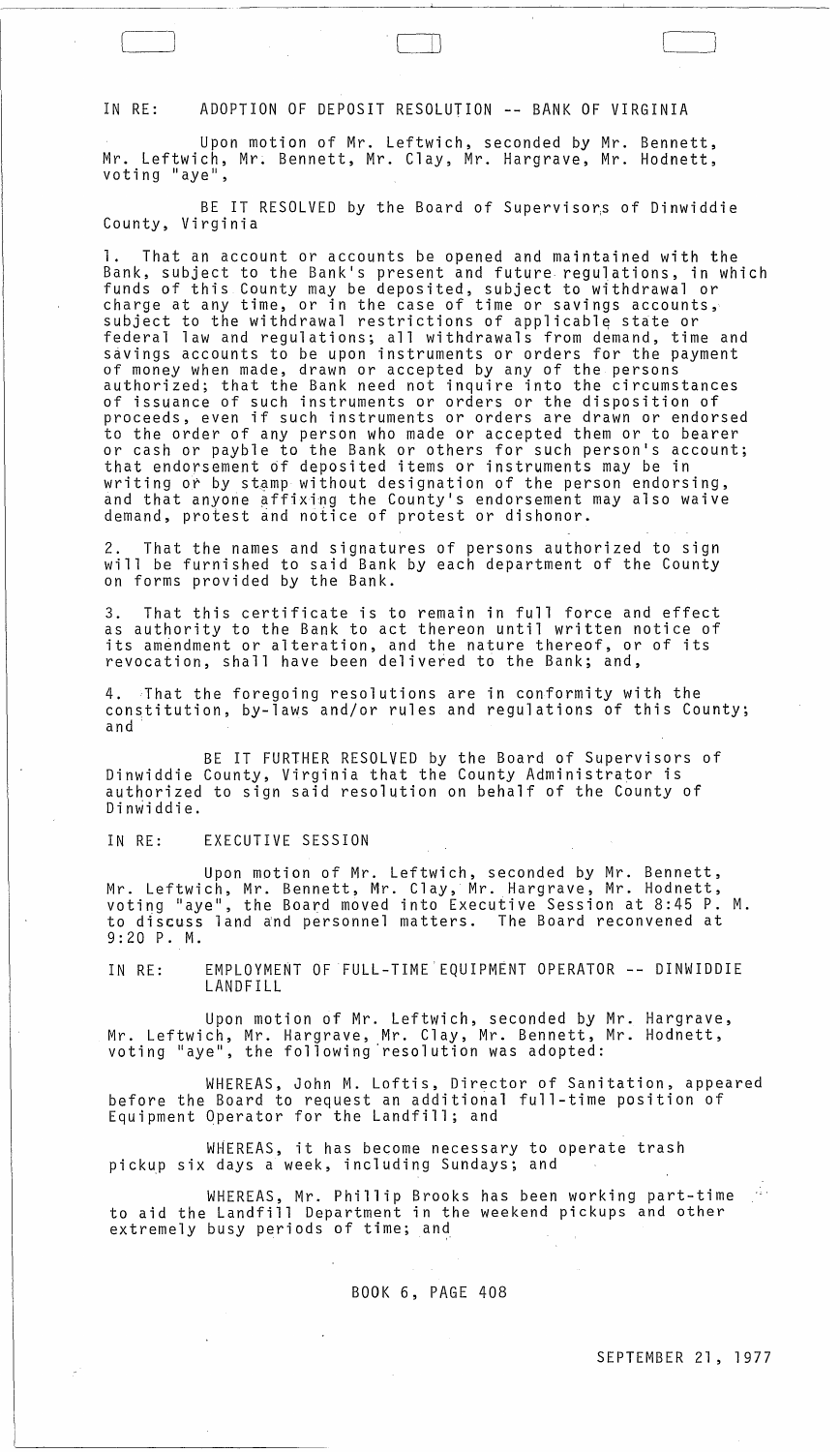IN RE: ADOPTION OF DEPOSIT RESOLUTION -- BANK OF VIRGINIA

Upon motion of Mr. Leftwich, seconded by Mr. Bennett, Mr. Leftwich, Mr. Bennett, Mr. Clay, Mr. Hargrave, Mr. Hodnett, voting "aye",

BE IT RESOLVED by the Board of Supervisors of Dinwiddie County, Virginia

1. That an account or accounts be opened and maintained with the Bank, subject to the Bank's present and future regulations, in which funds of this County may be deposited, subject to withdrawal or charge at any time, or in the case of time or savings accounts, subject to the withdrawal restrictions of applicable state or federal law and regulations; all withdrawals from demand, time and savings accounts to be upon instruments or orders for the payment of money when made, drawn or accepted by any of the persons authorized; that the Bank need not inquire into the circumstances of issuance of such instruments or orders or the disposition of proceeds, even if such instruments or orders are drawn or endorsed to the order of any person who made or accepted them or to bearer or cash or payble to the Bank or others for such person's account; that endorsement of deposited items or instruments may be in writing or by stamp without designation of the person endorsing, and that anyone affixing the County's endorsement may also waive demand, protest and notice of protest or dishonor.

2. That the names and signatures of persons authorized to sign will be furnished to said Bank by each department of the County on forms provided by the Bank.

3. That this certificate is to remain in full force and effect as authority to the Bank to act thereon until written notice of its amendment or alteration, and the nature thereof, or of its revocation, shall have been delivered to the Bank; and,

4. That the foregoing resolutions are in conformity with the constitution, by-laws and/or rules and regulations of this County; and

BE IT FURTHER RESOLVED by the Board of Supervisors of Dinwiddie County, Virginia that the County Administrator is authorized to sign said resolution on behalf of the County of Dinwiddie.

IN RE: EXECUTIVE SESSION

Upon motion of Mr. Leftwich, seconded by Mr. Bennett, Mr. Leftwich, Mr. Bennett, Mr. Clay, Mr. Hargrave, Mr. Hodnett, voting "aye", the Board moved into Executive Session at 8:45 P. M. to discuss land and personnel matters. The Board reconvened at 9:20 P. M.

IN RE: EMPLOYMENT OF FULL-TIME EQUIPMENT OPERATOR -- DINWIDDIE LANDFILL

Upon motion of Mr. Leftwich, seconded by Mr. Hargrave, Mr. Leftwich, Mr. Hargrave, Mr. Clay, Mr. Bennett, Mr. Hodnett, voting "aye", the following resolution was adopted:

WHEREAS, John M. Loftis, Director of Sanitation, appeared before the Board to request an additional full-time position of Equipment Operator for the Landfill; and

WHEREAS, it has become necessary to operate trash pickup six days a week, including Sundays; and

WHEREAS, Mr. Phillip Brooks has been working part-time to aid the Landfill Department in the weekend pickups and other extremely busy periods of time; and

BOOK 6, PAGE 408

SEPTEMBER 21, 1977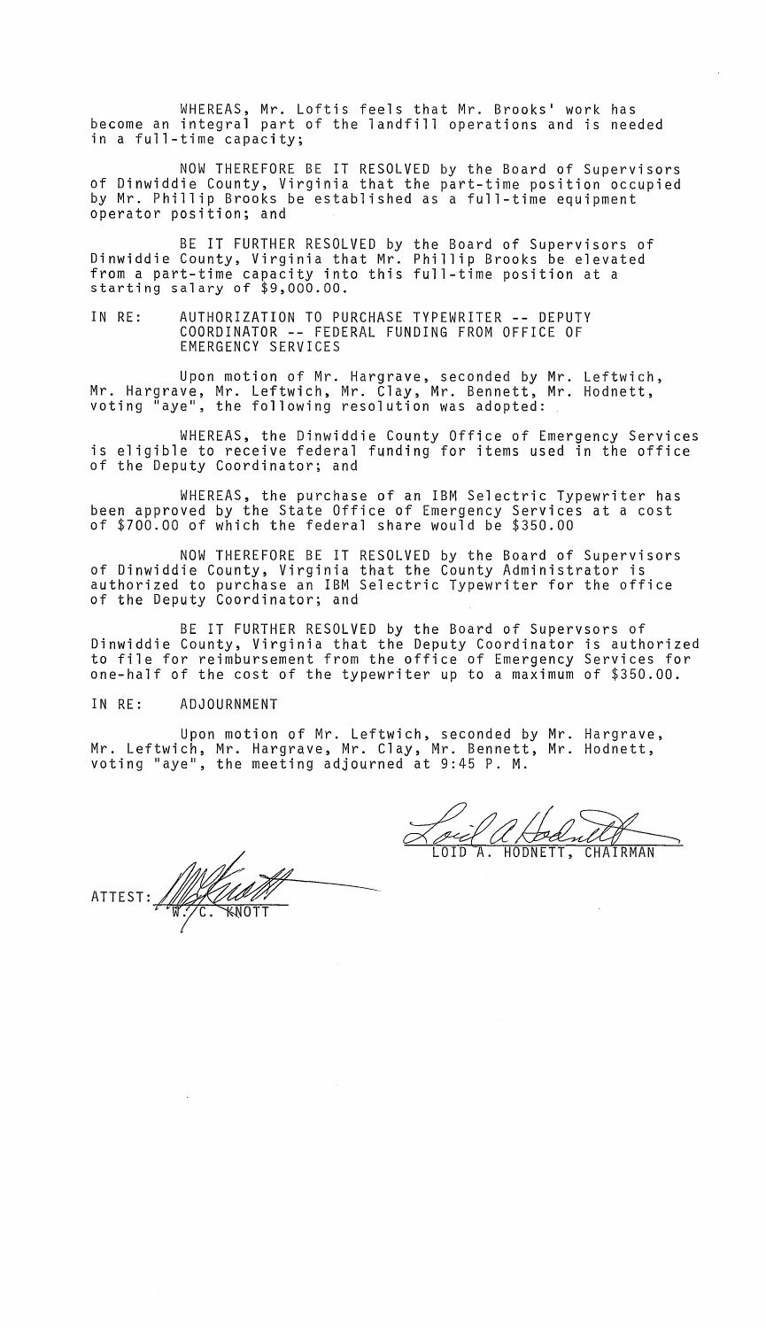WHEREAS, Mr. Loftis feels that Mr. Brooks' work has become an integral part of the landfill operations and is needed in a full-time capacity;

NOW THEREFORE BE IT RESOLVED by the Board of Supervisors of Dinwiddie County, Virginia that the part-time position occupied by Mr. Phillip Brooks be established as a full-time equipment operator position; and

BE IT FURTHER RESOLVED by the Board of Supervisors of Dinwiddie County, Virginia that Mr. Phillip Brooks be elevated from a part-time capacity into this full-time position at a starting salary of $9,000.00.

IN RE: AUTHORIZATION TO PURCHASE TYPEWRITER -- DEPUTY COORDINATOR -- FEDERAL FUNDING FROM OFFICE OF EMERGENCY SERVICES

Upon motion of Mr. Hargrave, seconded by Mr. Leftwich, Mr. Hargrave, Mr. Leftwich, Mr. Clay, Mr. Bennett, Mr. Hodnett, voting "aye", the following resolution was adopted:

WHEREAS, the Dinwiddie County Office of Emergency Services is eligible to receive federal funding for items used in the office of the Deputy Coordinator; and

WHEREAS, the purchase of an IBM Selectric Typewriter has been approved by the State Office of Emergency Services at a cost of $700.00 of which the federal share would be $350.00

NOW THEREFORE BE IT RESOLVED by the Board of Supervisors of Dinwiddie County, Virginia that the County Administrator is authorized to purchase an IBM Selectric Typewriter for the office of the Deputy Coordinator; and

BE IT FURTHER RESOLVED by the Board of Supervsors of Dinwiddie County, Virginia that the Deputy Coordinator is authorized to file for reimbursement from the office of Emergency Services for one-half of the cost of the typewriter up to a maximum of $350.00.

IN RE: ADJOURNMENT

Upon motion of Mr. Leftwich, seconded by Mr. Hargrave, Mr. Leftwich, Mr. Hargrave, Mr. Clay, Mr. Bennett, Mr. Hodnett, voting "aye", the meeting adjourned at 9:45 P. M.

LOID A. HODNETT, CHAIRMAN

ATTEST: W. C. KNOTT